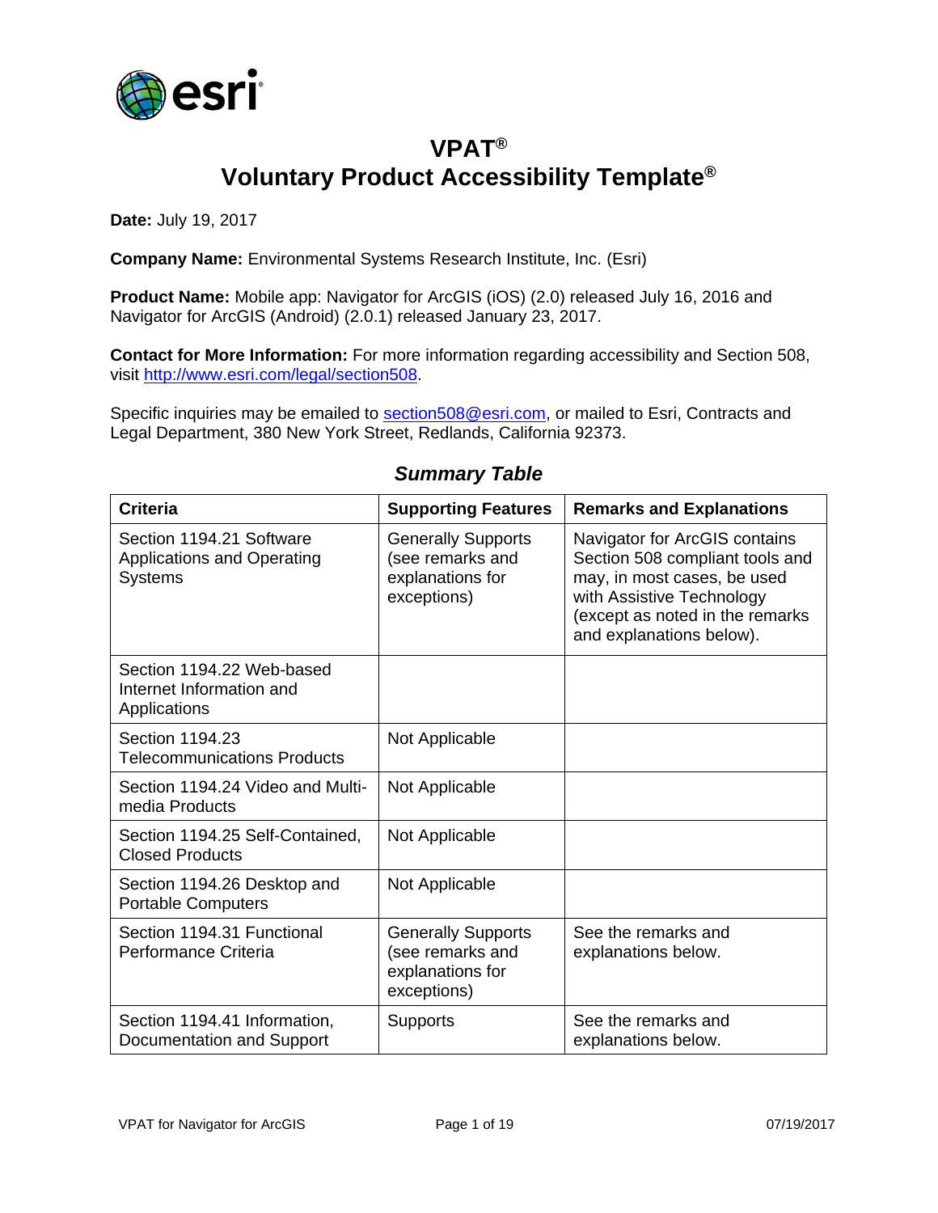# VPAT®
# Voluntary Product Accessibility Template®

**Date:** July 19, 2017

**Company Name:** Environmental Systems Research Institute, Inc. (Esri)

**Product Name:** Mobile app: Navigator for ArcGIS (iOS) (2.0) released July 16, 2016 and Navigator for ArcGIS (Android) (2.0.1) released January 23, 2017.

**Contact for More Information:** For more information regarding accessibility and Section 508, visit http://www.esri.com/legal/section508.

Specific inquiries may be emailed to section508@esri.com, or mailed to Esri, Contracts and Legal Department, 380 New York Street, Redlands, California 92373.

### *Summary Table*

| Criteria | Supporting Features | Remarks and Explanations |
| --- | --- | --- |
| Section 1194.21 Software Applications and Operating Systems | Generally Supports (see remarks and explanations for exceptions) | Navigator for ArcGIS contains Section 508 compliant tools and may, in most cases, be used with Assistive Technology (except as noted in the remarks and explanations below). |
| Section 1194.22 Web-based Internet Information and Applications | | |
| Section 1194.23 Telecommunications Products | Not Applicable | |
| Section 1194.24 Video and Multi-media Products | Not Applicable | |
| Section 1194.25 Self-Contained, Closed Products | Not Applicable | |
| Section 1194.26 Desktop and Portable Computers | Not Applicable | |
| Section 1194.31 Functional Performance Criteria | Generally Supports (see remarks and explanations for exceptions) | See the remarks and explanations below. |
| Section 1194.41 Information, Documentation and Support | Supports | See the remarks and explanations below. |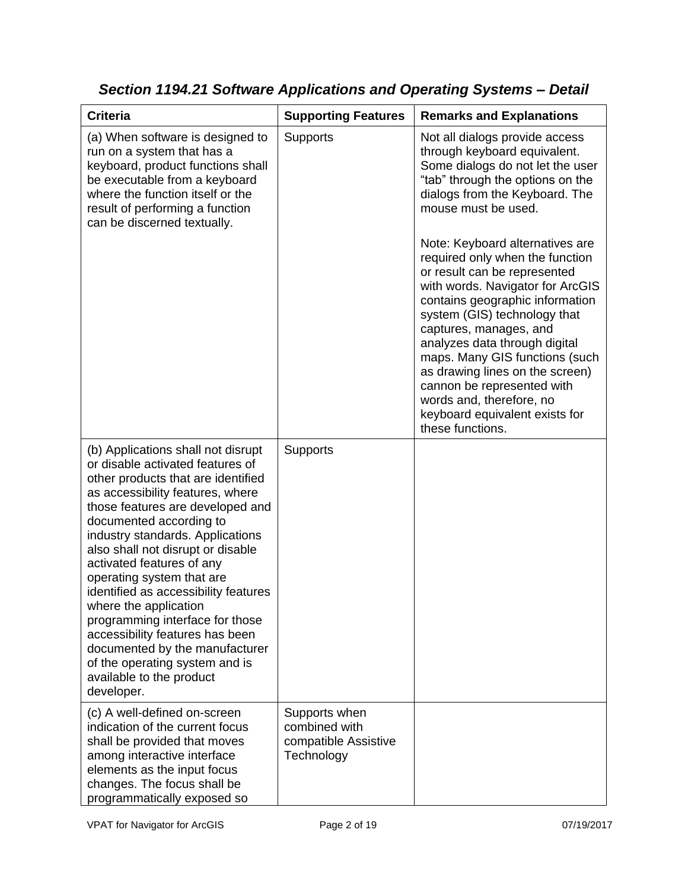### *Section 1194.21 Software Applications and Operating Systems – Detail*

| Criteria | Supporting Features | Remarks and Explanations |
|---|---|---|
| (a) When software is designed to run on a system that has a keyboard, product functions shall be executable from a keyboard where the function itself or the result of performing a function can be discerned textually. | Supports | Not all dialogs provide access through keyboard equivalent. Some dialogs do not let the user "tab" through the options on the dialogs from the Keyboard. The mouse must be used.<br><br>Note: Keyboard alternatives are required only when the function or result can be represented with words. Navigator for ArcGIS contains geographic information system (GIS) technology that captures, manages, and analyzes data through digital maps. Many GIS functions (such as drawing lines on the screen) cannon be represented with words and, therefore, no keyboard equivalent exists for these functions. |
| (b) Applications shall not disrupt or disable activated features of other products that are identified as accessibility features, where those features are developed and documented according to industry standards. Applications also shall not disrupt or disable activated features of any operating system that are identified as accessibility features where the application programming interface for those accessibility features has been documented by the manufacturer of the operating system and is available to the product developer. | Supports | |
| (c) A well-defined on-screen indication of the current focus shall be provided that moves among interactive interface elements as the input focus changes. The focus shall be programmatically exposed so | Supports when combined with compatible Assistive Technology | |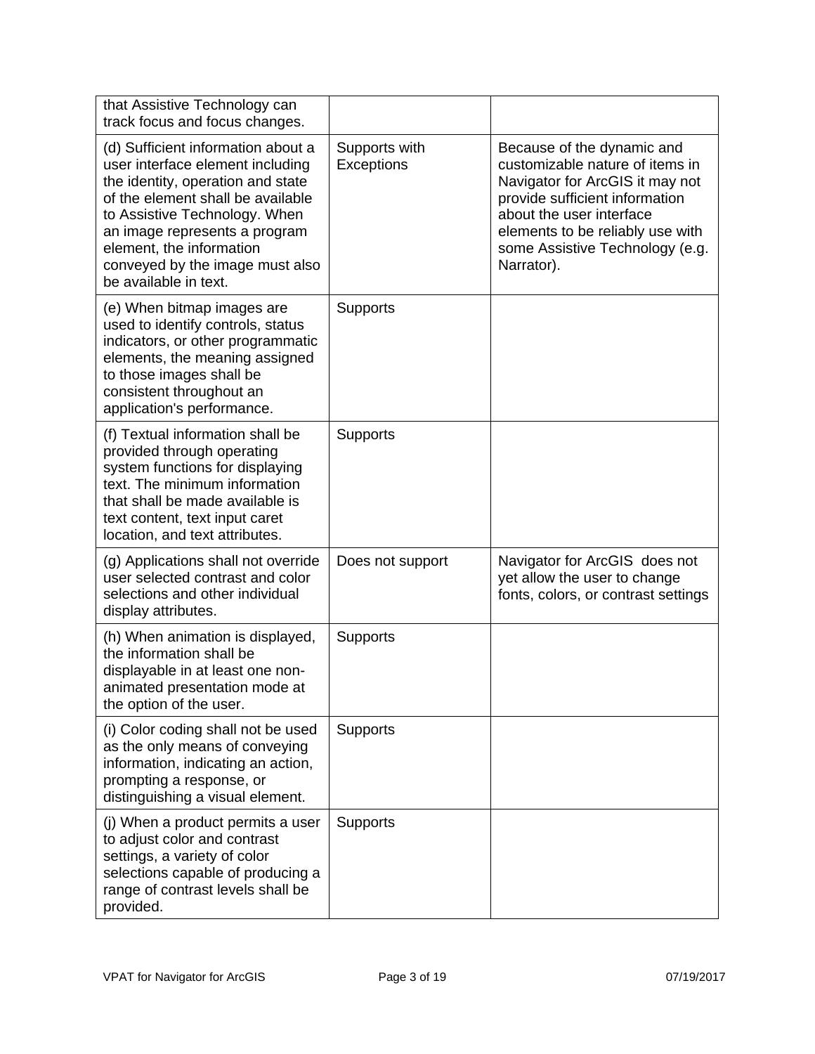| | | |
|---|---|---|
| that Assistive Technology can track focus and focus changes. | | |
| (d) Sufficient information about a user interface element including the identity, operation and state of the element shall be available to Assistive Technology. When an image represents a program element, the information conveyed by the image must also be available in text. | Supports with Exceptions | Because of the dynamic and customizable nature of items in Navigator for ArcGIS it may not provide sufficient information about the user interface elements to be reliably use with some Assistive Technology (e.g. Narrator). |
| (e) When bitmap images are used to identify controls, status indicators, or other programmatic elements, the meaning assigned to those images shall be consistent throughout an application's performance. | Supports | |
| (f) Textual information shall be provided through operating system functions for displaying text. The minimum information that shall be made available is text content, text input caret location, and text attributes. | Supports | |
| (g) Applications shall not override user selected contrast and color selections and other individual display attributes. | Does not support | Navigator for ArcGIS does not yet allow the user to change fonts, colors, or contrast settings |
| (h) When animation is displayed, the information shall be displayable in at least one non-animated presentation mode at the option of the user. | Supports | |
| (i) Color coding shall not be used as the only means of conveying information, indicating an action, prompting a response, or distinguishing a visual element. | Supports | |
| (j) When a product permits a user to adjust color and contrast settings, a variety of color selections capable of producing a range of contrast levels shall be provided. | Supports | |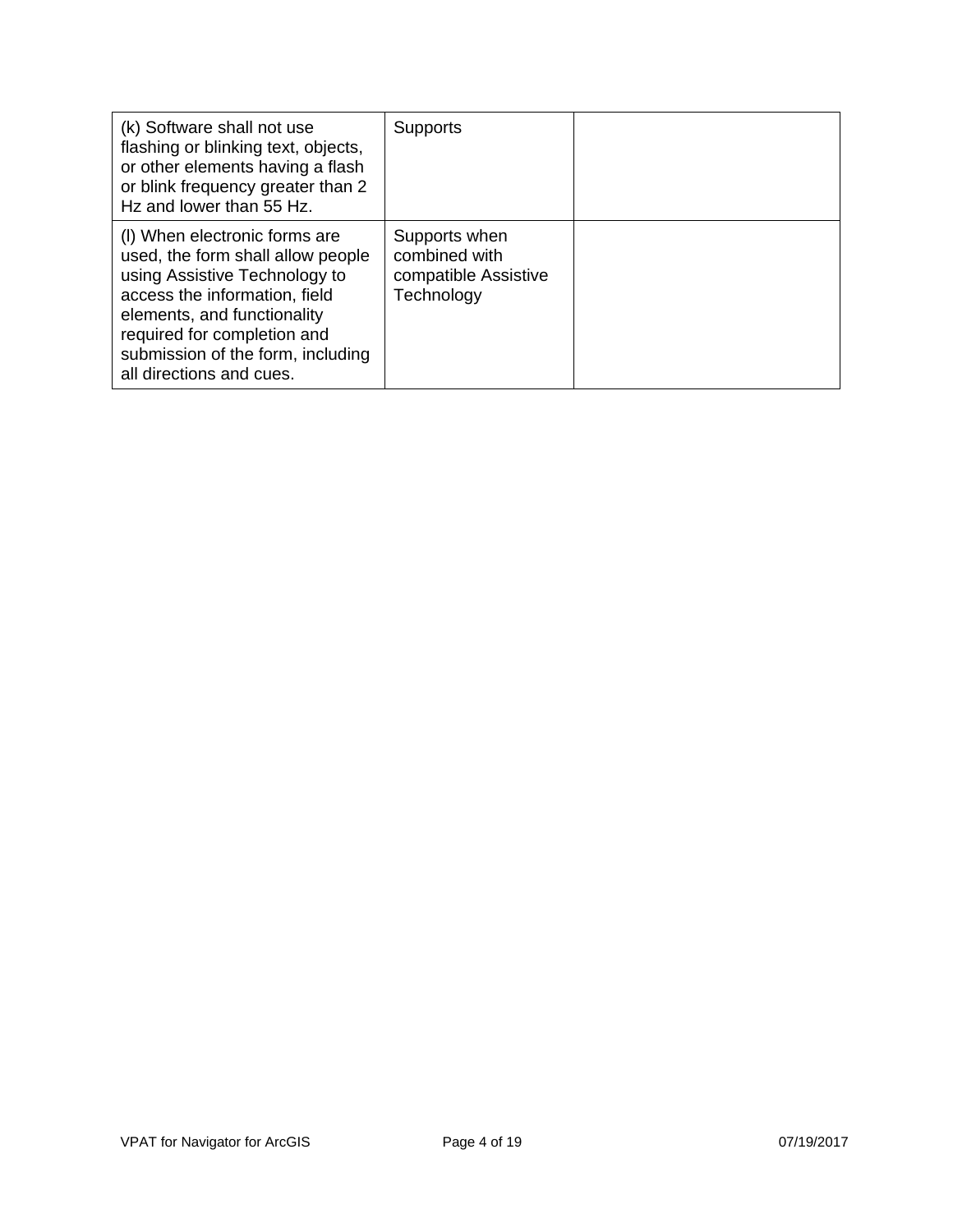| | | |
|---|---|---|
| (k) Software shall not use flashing or blinking text, objects, or other elements having a flash or blink frequency greater than 2 Hz and lower than 55 Hz. | Supports | |
| (l) When electronic forms are used, the form shall allow people using Assistive Technology to access the information, field elements, and functionality required for completion and submission of the form, including all directions and cues. | Supports when combined with compatible Assistive Technology | |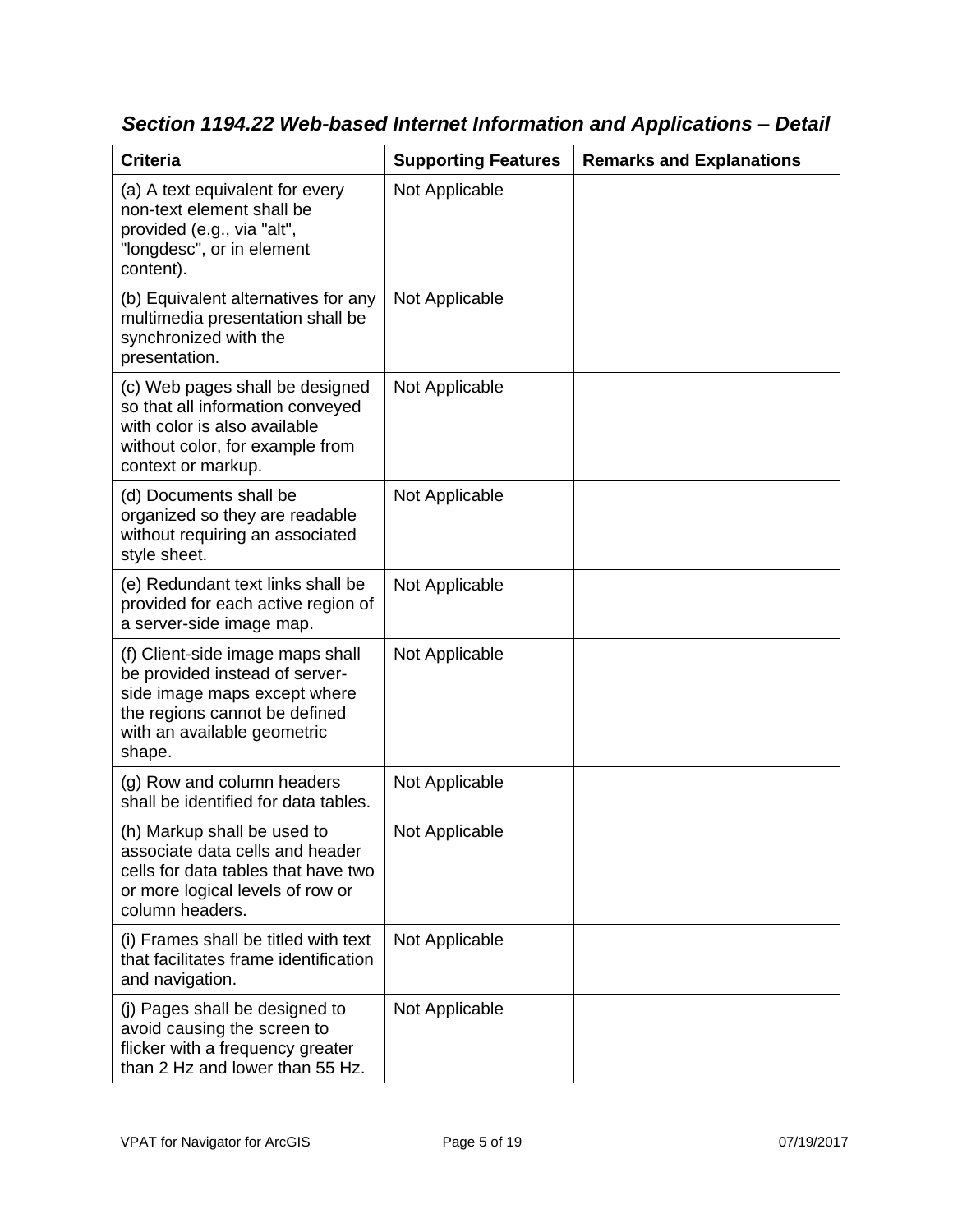## *Section 1194.22 Web-based Internet Information and Applications – Detail*

| Criteria | Supporting Features | Remarks and Explanations |
| --- | --- | --- |
| (a) A text equivalent for every non-text element shall be provided (e.g., via "alt", "longdesc", or in element content). | Not Applicable | |
| (b) Equivalent alternatives for any multimedia presentation shall be synchronized with the presentation. | Not Applicable | |
| (c) Web pages shall be designed so that all information conveyed with color is also available without color, for example from context or markup. | Not Applicable | |
| (d) Documents shall be organized so they are readable without requiring an associated style sheet. | Not Applicable | |
| (e) Redundant text links shall be provided for each active region of a server-side image map. | Not Applicable | |
| (f) Client-side image maps shall be provided instead of server-side image maps except where the regions cannot be defined with an available geometric shape. | Not Applicable | |
| (g) Row and column headers shall be identified for data tables. | Not Applicable | |
| (h) Markup shall be used to associate data cells and header cells for data tables that have two or more logical levels of row or column headers. | Not Applicable | |
| (i) Frames shall be titled with text that facilitates frame identification and navigation. | Not Applicable | |
| (j) Pages shall be designed to avoid causing the screen to flicker with a frequency greater than 2 Hz and lower than 55 Hz. | Not Applicable | |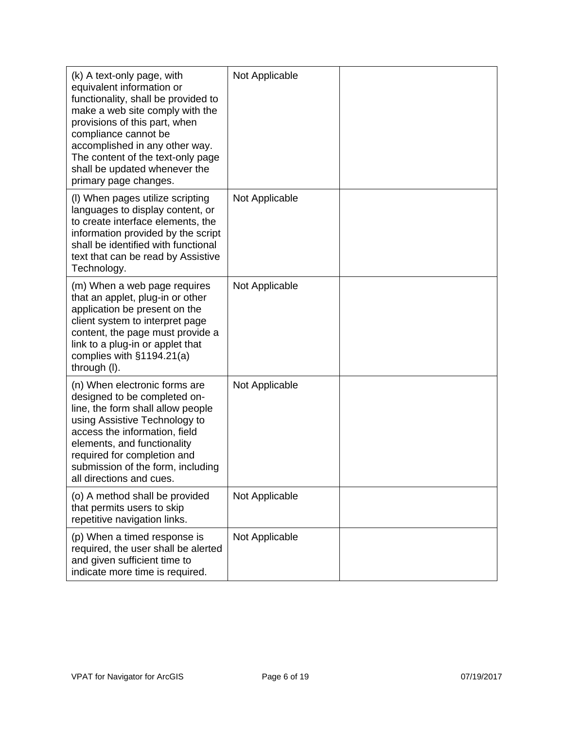| | | |
|---|---|---|
| (k) A text-only page, with equivalent information or functionality, shall be provided to make a web site comply with the provisions of this part, when compliance cannot be accomplished in any other way. The content of the text-only page shall be updated whenever the primary page changes. | Not Applicable | |
| (l) When pages utilize scripting languages to display content, or to create interface elements, the information provided by the script shall be identified with functional text that can be read by Assistive Technology. | Not Applicable | |
| (m) When a web page requires that an applet, plug-in or other application be present on the client system to interpret page content, the page must provide a link to a plug-in or applet that complies with §1194.21(a) through (l). | Not Applicable | |
| (n) When electronic forms are designed to be completed on-line, the form shall allow people using Assistive Technology to access the information, field elements, and functionality required for completion and submission of the form, including all directions and cues. | Not Applicable | |
| (o) A method shall be provided that permits users to skip repetitive navigation links. | Not Applicable | |
| (p) When a timed response is required, the user shall be alerted and given sufficient time to indicate more time is required. | Not Applicable | |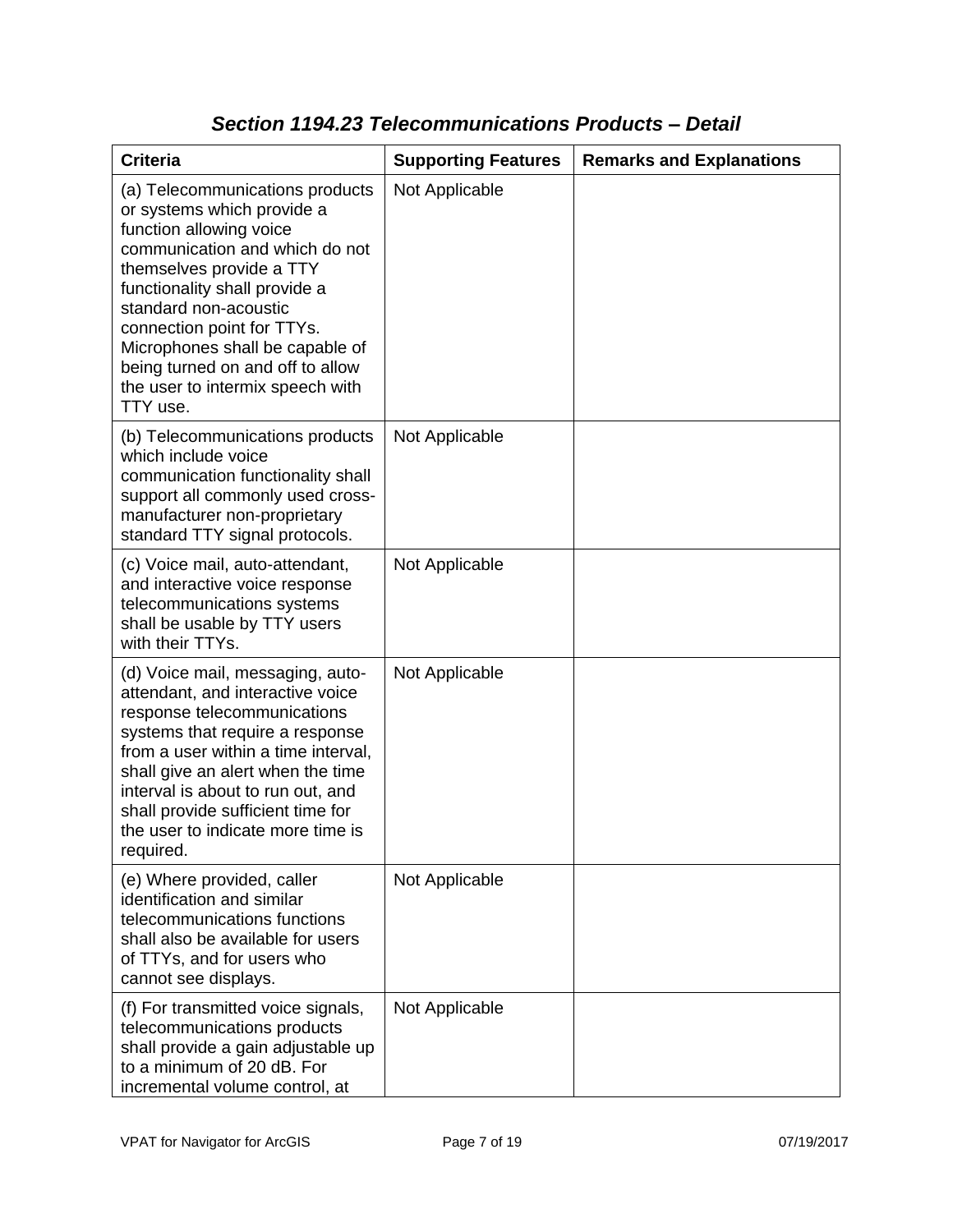### *Section 1194.23 Telecommunications Products – Detail*

| Criteria | Supporting Features | Remarks and Explanations |
| --- | --- | --- |
| (a) Telecommunications products or systems which provide a function allowing voice communication and which do not themselves provide a TTY functionality shall provide a standard non-acoustic connection point for TTYs. Microphones shall be capable of being turned on and off to allow the user to intermix speech with TTY use. | Not Applicable | |
| (b) Telecommunications products which include voice communication functionality shall support all commonly used cross-manufacturer non-proprietary standard TTY signal protocols. | Not Applicable | |
| (c) Voice mail, auto-attendant, and interactive voice response telecommunications systems shall be usable by TTY users with their TTYs. | Not Applicable | |
| (d) Voice mail, messaging, auto-attendant, and interactive voice response telecommunications systems that require a response from a user within a time interval, shall give an alert when the time interval is about to run out, and shall provide sufficient time for the user to indicate more time is required. | Not Applicable | |
| (e) Where provided, caller identification and similar telecommunications functions shall also be available for users of TTYs, and for users who cannot see displays. | Not Applicable | |
| (f) For transmitted voice signals, telecommunications products shall provide a gain adjustable up to a minimum of 20 dB. For incremental volume control, at | Not Applicable | |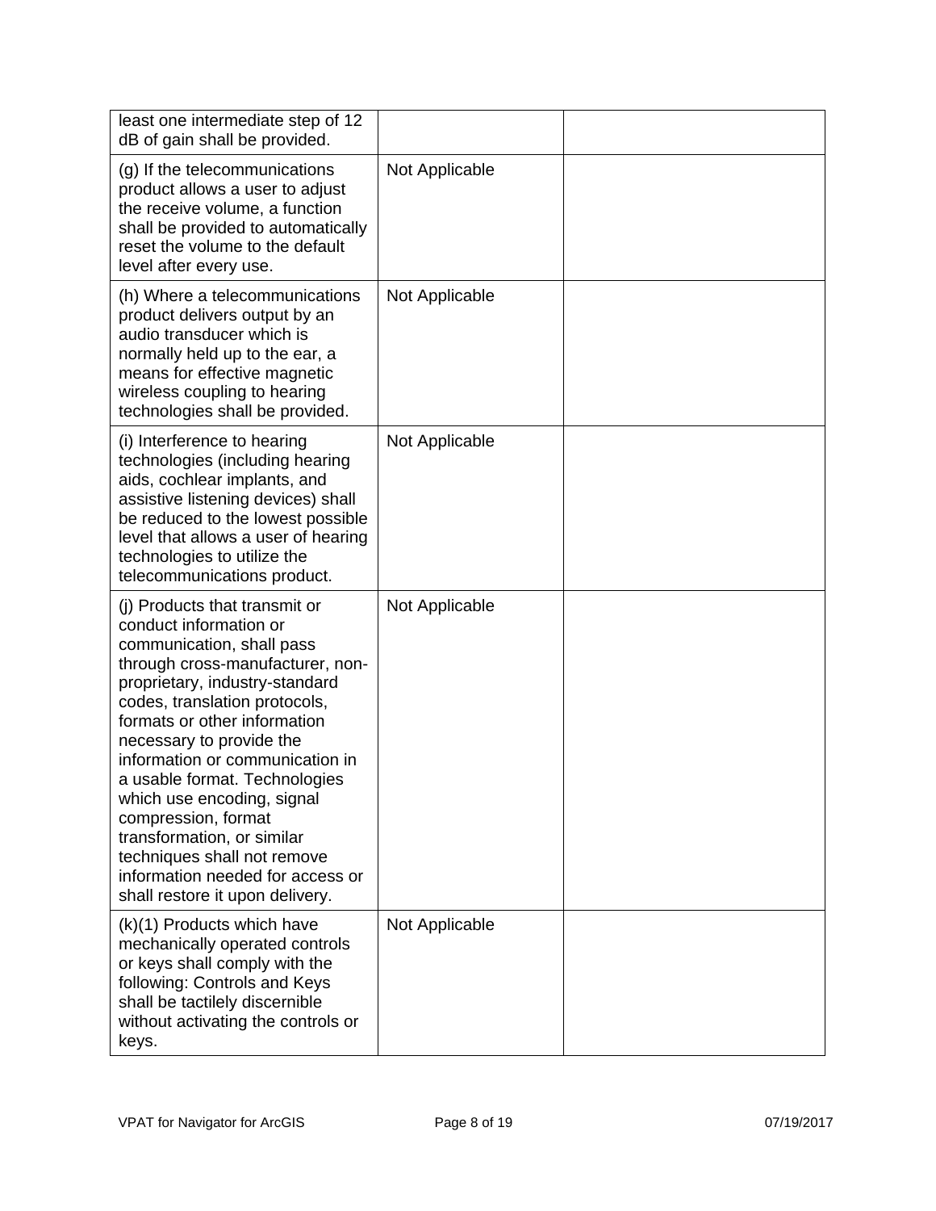| | | |
|---|---|---|
| least one intermediate step of 12 dB of gain shall be provided. | | |
| (g) If the telecommunications product allows a user to adjust the receive volume, a function shall be provided to automatically reset the volume to the default level after every use. | Not Applicable | |
| (h) Where a telecommunications product delivers output by an audio transducer which is normally held up to the ear, a means for effective magnetic wireless coupling to hearing technologies shall be provided. | Not Applicable | |
| (i) Interference to hearing technologies (including hearing aids, cochlear implants, and assistive listening devices) shall be reduced to the lowest possible level that allows a user of hearing technologies to utilize the telecommunications product. | Not Applicable | |
| (j) Products that transmit or conduct information or communication, shall pass through cross-manufacturer, non-proprietary, industry-standard codes, translation protocols, formats or other information necessary to provide the information or communication in a usable format. Technologies which use encoding, signal compression, format transformation, or similar techniques shall not remove information needed for access or shall restore it upon delivery. | Not Applicable | |
| (k)(1) Products which have mechanically operated controls or keys shall comply with the following: Controls and Keys shall be tactilely discernible without activating the controls or keys. | Not Applicable | |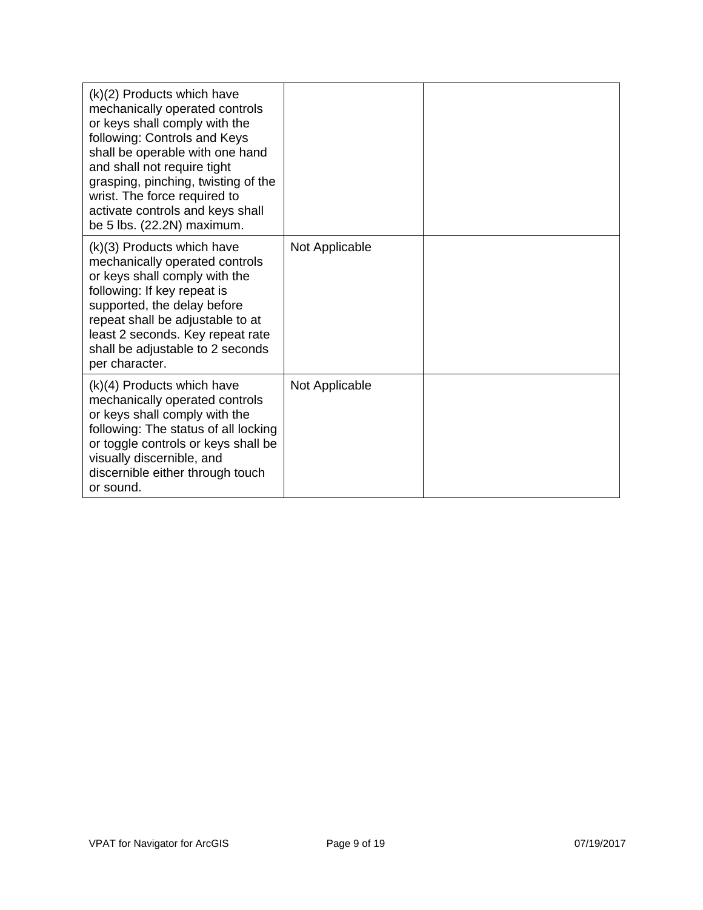| | | |
|---|---|---|
| (k)(2) Products which have mechanically operated controls or keys shall comply with the following: Controls and Keys shall be operable with one hand and shall not require tight grasping, pinching, twisting of the wrist. The force required to activate controls and keys shall be 5 lbs. (22.2N) maximum. | | |
| (k)(3) Products which have mechanically operated controls or keys shall comply with the following: If key repeat is supported, the delay before repeat shall be adjustable to at least 2 seconds. Key repeat rate shall be adjustable to 2 seconds per character. | Not Applicable | |
| (k)(4) Products which have mechanically operated controls or keys shall comply with the following: The status of all locking or toggle controls or keys shall be visually discernible, and discernible either through touch or sound. | Not Applicable | |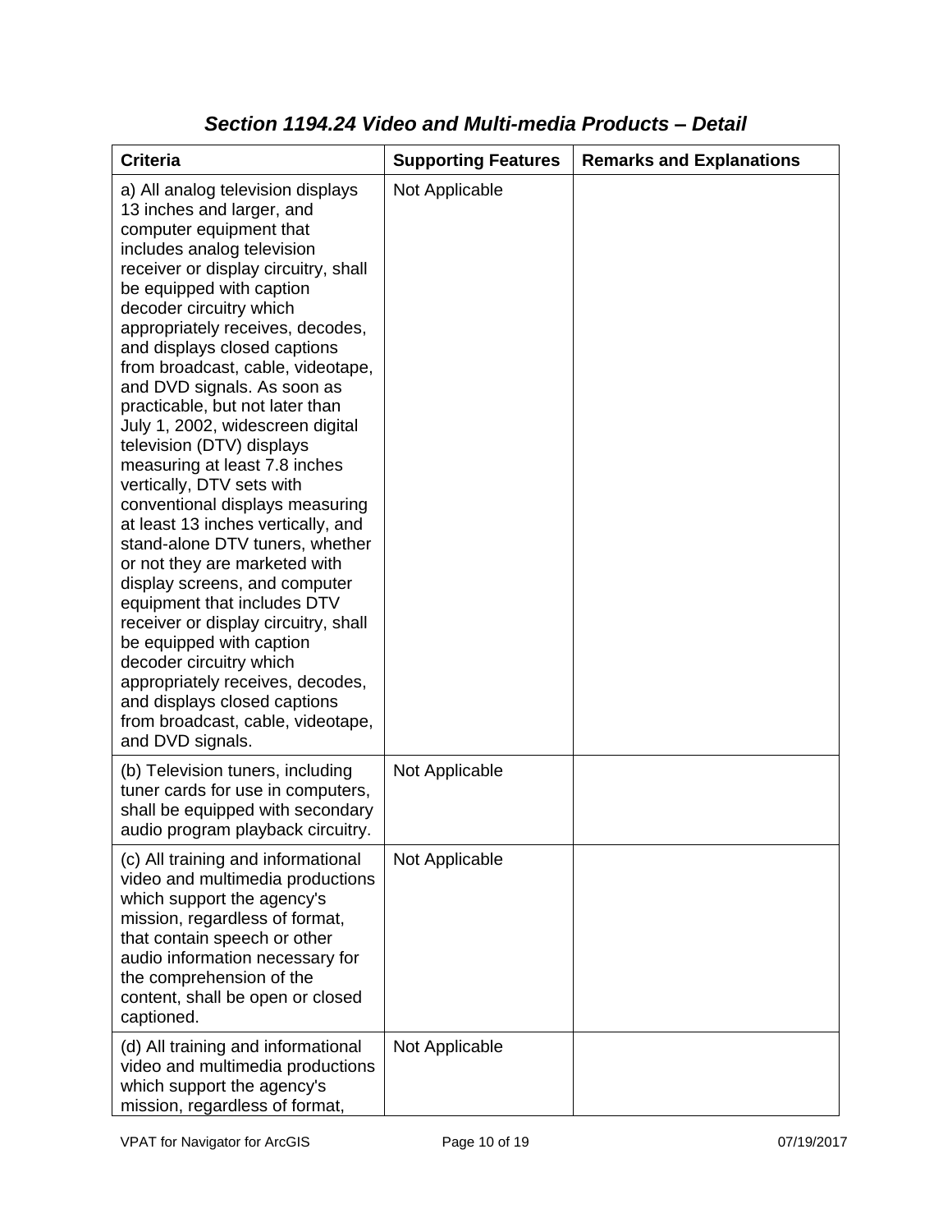### *Section 1194.24 Video and Multi-media Products – Detail*

| Criteria | Supporting Features | Remarks and Explanations |
|---|---|---|
| a) All analog television displays 13 inches and larger, and computer equipment that includes analog television receiver or display circuitry, shall be equipped with caption decoder circuitry which appropriately receives, decodes, and displays closed captions from broadcast, cable, videotape, and DVD signals. As soon as practicable, but not later than July 1, 2002, widescreen digital television (DTV) displays measuring at least 7.8 inches vertically, DTV sets with conventional displays measuring at least 13 inches vertically, and stand-alone DTV tuners, whether or not they are marketed with display screens, and computer equipment that includes DTV receiver or display circuitry, shall be equipped with caption decoder circuitry which appropriately receives, decodes, and displays closed captions from broadcast, cable, videotape, and DVD signals. | Not Applicable | |
| (b) Television tuners, including tuner cards for use in computers, shall be equipped with secondary audio program playback circuitry. | Not Applicable | |
| (c) All training and informational video and multimedia productions which support the agency's mission, regardless of format, that contain speech or other audio information necessary for the comprehension of the content, shall be open or closed captioned. | Not Applicable | |
| (d) All training and informational video and multimedia productions which support the agency's mission, regardless of format, | Not Applicable | |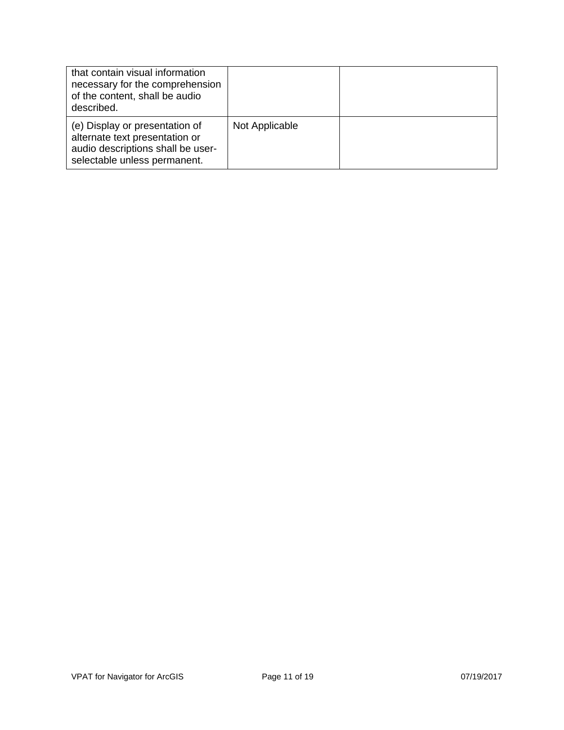| | | |
|---|---|---|
| that contain visual information necessary for the comprehension of the content, shall be audio described. | | |
| (e) Display or presentation of alternate text presentation or audio descriptions shall be user-selectable unless permanent. | Not Applicable | |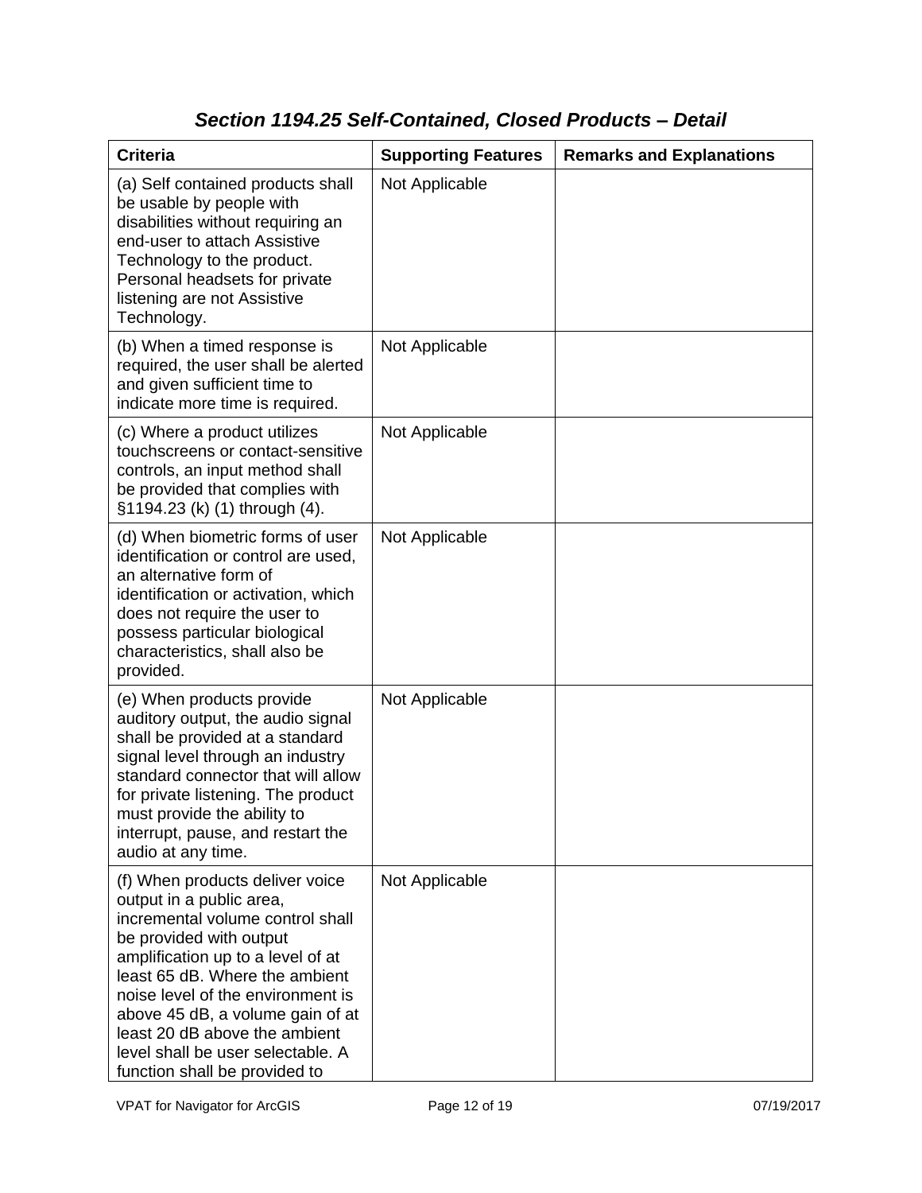## *Section 1194.25 Self-Contained, Closed Products – Detail*

| Criteria | Supporting Features | Remarks and Explanations |
|---|---|---|
| (a) Self contained products shall be usable by people with disabilities without requiring an end-user to attach Assistive Technology to the product. Personal headsets for private listening are not Assistive Technology. | Not Applicable | |
| (b) When a timed response is required, the user shall be alerted and given sufficient time to indicate more time is required. | Not Applicable | |
| (c) Where a product utilizes touchscreens or contact-sensitive controls, an input method shall be provided that complies with §1194.23 (k) (1) through (4). | Not Applicable | |
| (d) When biometric forms of user identification or control are used, an alternative form of identification or activation, which does not require the user to possess particular biological characteristics, shall also be provided. | Not Applicable | |
| (e) When products provide auditory output, the audio signal shall be provided at a standard signal level through an industry standard connector that will allow for private listening. The product must provide the ability to interrupt, pause, and restart the audio at any time. | Not Applicable | |
| (f) When products deliver voice output in a public area, incremental volume control shall be provided with output amplification up to a level of at least 65 dB. Where the ambient noise level of the environment is above 45 dB, a volume gain of at least 20 dB above the ambient level shall be user selectable. A function shall be provided to | Not Applicable | |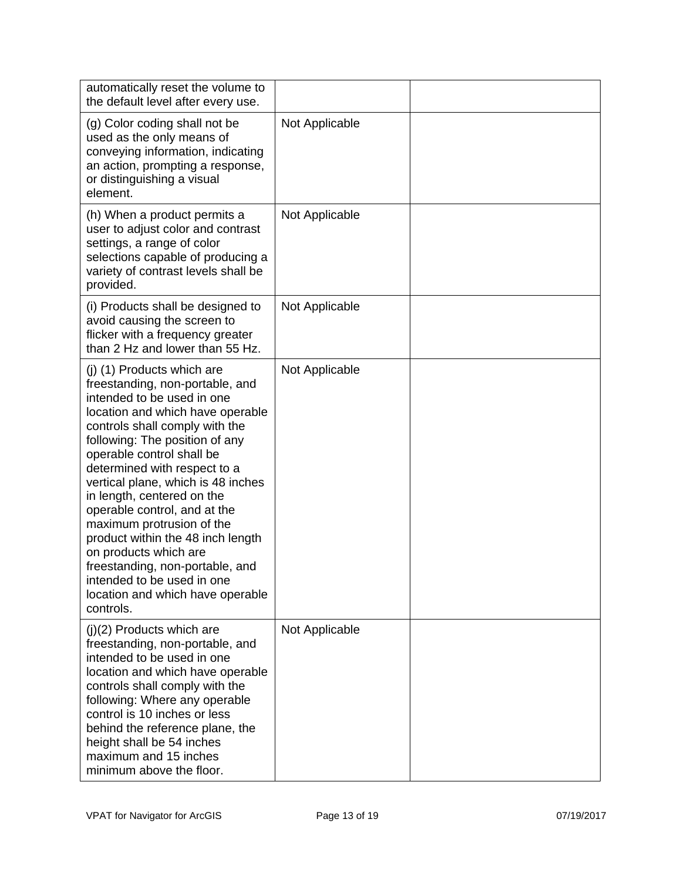| | | |
|---|---|---|
| automatically reset the volume to the default level after every use. | | |
| (g) Color coding shall not be used as the only means of conveying information, indicating an action, prompting a response, or distinguishing a visual element. | Not Applicable | |
| (h) When a product permits a user to adjust color and contrast settings, a range of color selections capable of producing a variety of contrast levels shall be provided. | Not Applicable | |
| (i) Products shall be designed to avoid causing the screen to flicker with a frequency greater than 2 Hz and lower than 55 Hz. | Not Applicable | |
| (j) (1) Products which are freestanding, non-portable, and intended to be used in one location and which have operable controls shall comply with the following: The position of any operable control shall be determined with respect to a vertical plane, which is 48 inches in length, centered on the operable control, and at the maximum protrusion of the product within the 48 inch length on products which are freestanding, non-portable, and intended to be used in one location and which have operable controls. | Not Applicable | |
| (j)(2) Products which are freestanding, non-portable, and intended to be used in one location and which have operable controls shall comply with the following: Where any operable control is 10 inches or less behind the reference plane, the height shall be 54 inches maximum and 15 inches minimum above the floor. | Not Applicable | |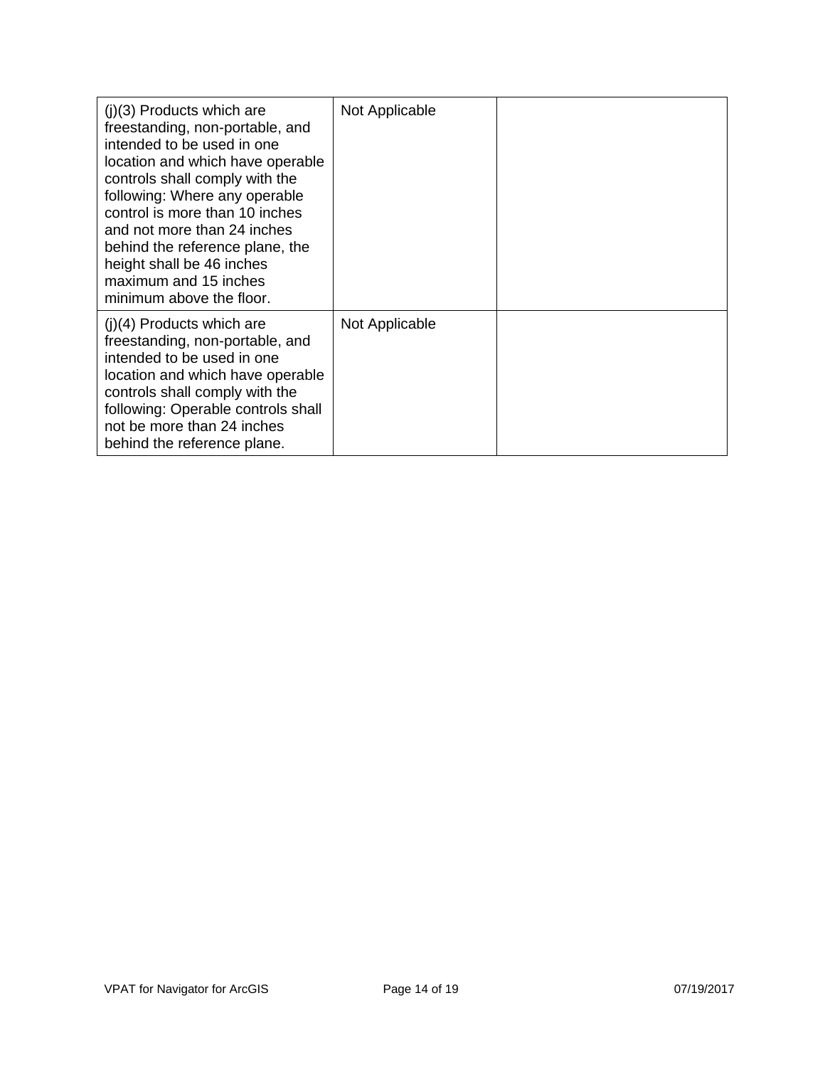| | | |
|---|---|---|
| (j)(3) Products which are freestanding, non-portable, and intended to be used in one location and which have operable controls shall comply with the following: Where any operable control is more than 10 inches and not more than 24 inches behind the reference plane, the height shall be 46 inches maximum and 15 inches minimum above the floor. | Not Applicable | |
| (j)(4) Products which are freestanding, non-portable, and intended to be used in one location and which have operable controls shall comply with the following: Operable controls shall not be more than 24 inches behind the reference plane. | Not Applicable | |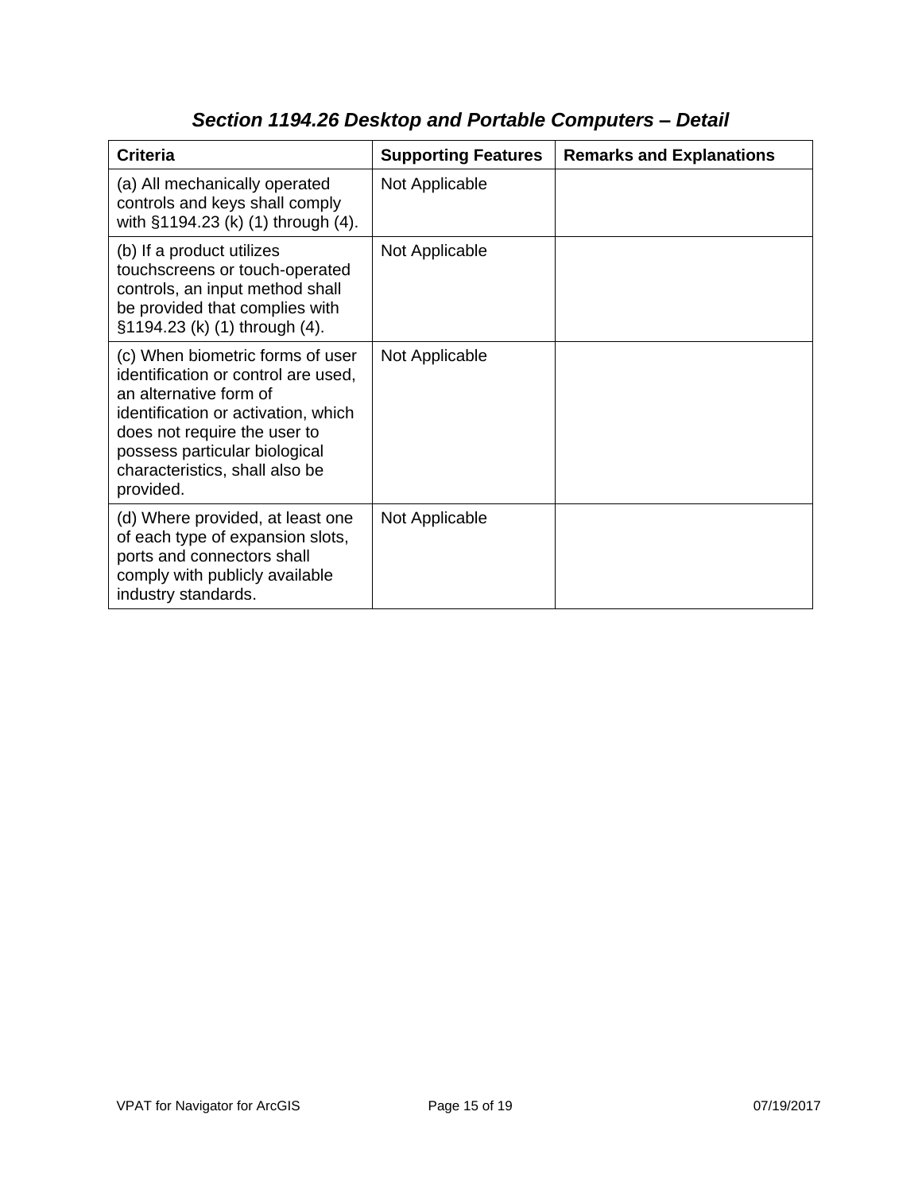### *Section 1194.26 Desktop and Portable Computers – Detail*

| Criteria | Supporting Features | Remarks and Explanations |
|---|---|---|
| (a) All mechanically operated controls and keys shall comply with §1194.23 (k) (1) through (4). | Not Applicable | |
| (b) If a product utilizes touchscreens or touch-operated controls, an input method shall be provided that complies with §1194.23 (k) (1) through (4). | Not Applicable | |
| (c) When biometric forms of user identification or control are used, an alternative form of identification or activation, which does not require the user to possess particular biological characteristics, shall also be provided. | Not Applicable | |
| (d) Where provided, at least one of each type of expansion slots, ports and connectors shall comply with publicly available industry standards. | Not Applicable | |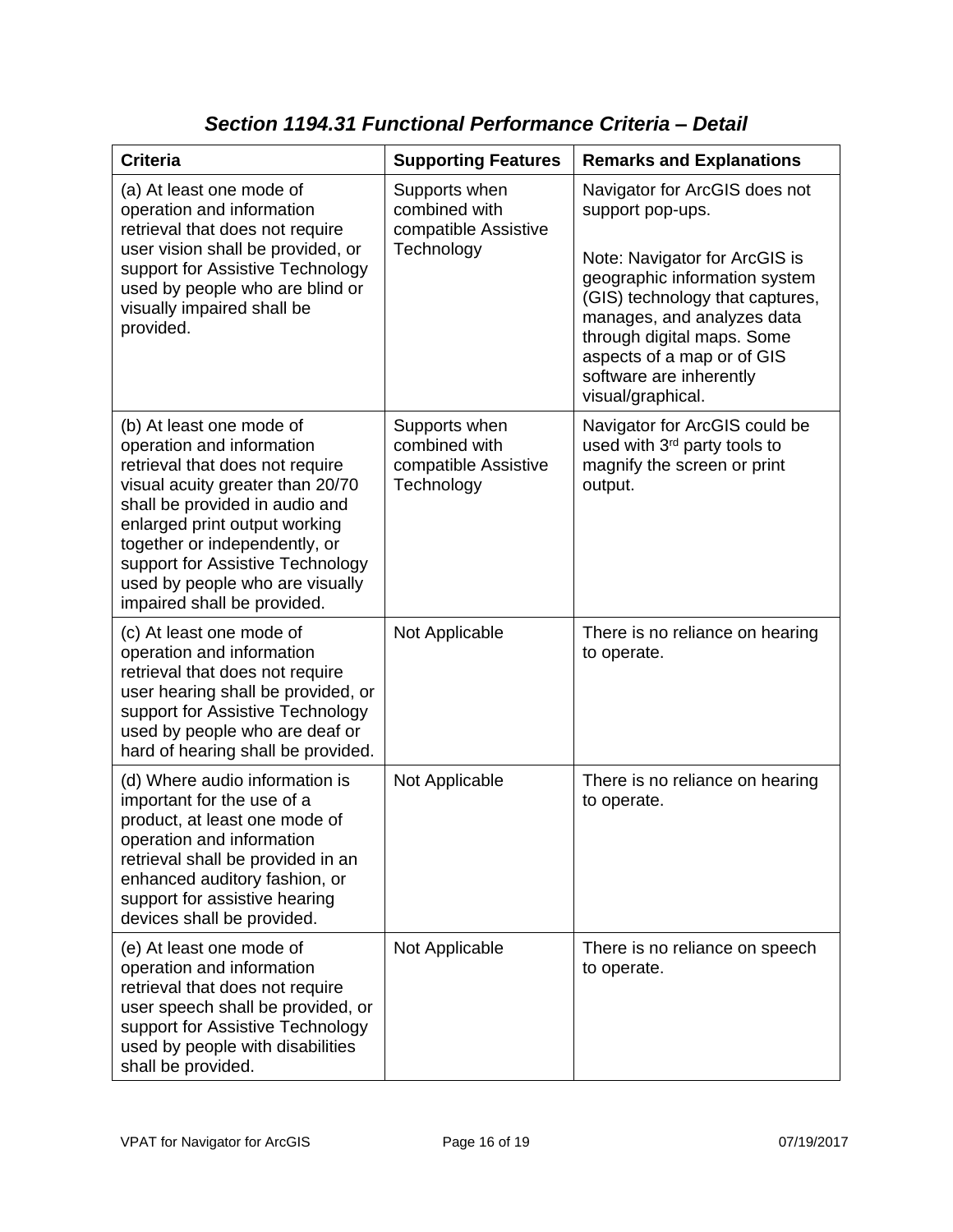## *Section 1194.31 Functional Performance Criteria – Detail*

| Criteria | Supporting Features | Remarks and Explanations |
|---|---|---|
| (a) At least one mode of operation and information retrieval that does not require user vision shall be provided, or support for Assistive Technology used by people who are blind or visually impaired shall be provided. | Supports when combined with compatible Assistive Technology | Navigator for ArcGIS does not support pop-ups.<br><br>Note: Navigator for ArcGIS is geographic information system (GIS) technology that captures, manages, and analyzes data through digital maps. Some aspects of a map or of GIS software are inherently visual/graphical. |
| (b) At least one mode of operation and information retrieval that does not require visual acuity greater than 20/70 shall be provided in audio and enlarged print output working together or independently, or support for Assistive Technology used by people who are visually impaired shall be provided. | Supports when combined with compatible Assistive Technology | Navigator for ArcGIS could be used with 3rd party tools to magnify the screen or print output. |
| (c) At least one mode of operation and information retrieval that does not require user hearing shall be provided, or support for Assistive Technology used by people who are deaf or hard of hearing shall be provided. | Not Applicable | There is no reliance on hearing to operate. |
| (d) Where audio information is important for the use of a product, at least one mode of operation and information retrieval shall be provided in an enhanced auditory fashion, or support for assistive hearing devices shall be provided. | Not Applicable | There is no reliance on hearing to operate. |
| (e) At least one mode of operation and information retrieval that does not require user speech shall be provided, or support for Assistive Technology used by people with disabilities shall be provided. | Not Applicable | There is no reliance on speech to operate. |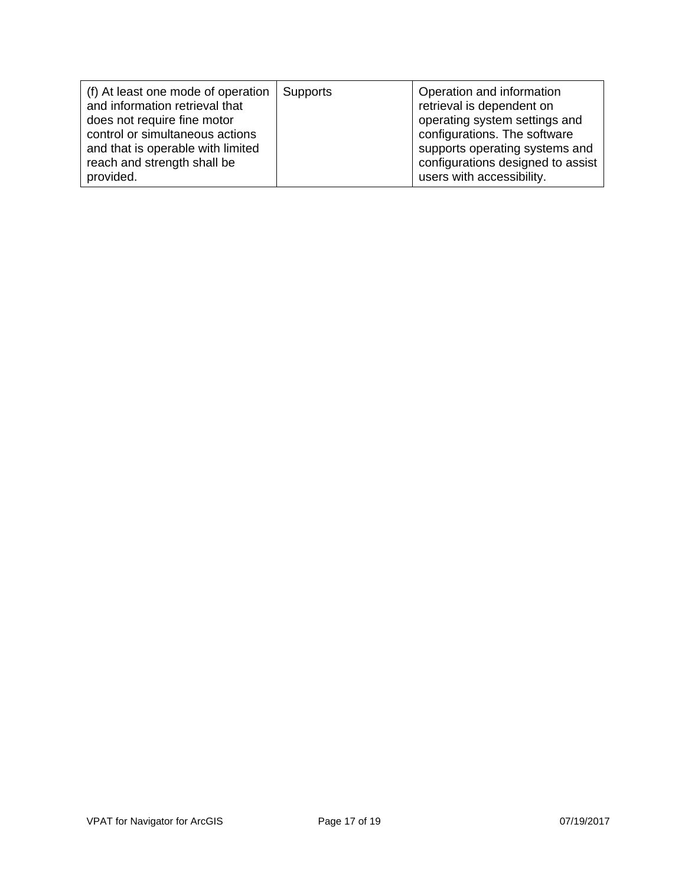| | | |
|---|---|---|
| (f) At least one mode of operation and information retrieval that does not require fine motor control or simultaneous actions and that is operable with limited reach and strength shall be provided. | Supports | Operation and information retrieval is dependent on operating system settings and configurations. The software supports operating systems and configurations designed to assist users with accessibility. |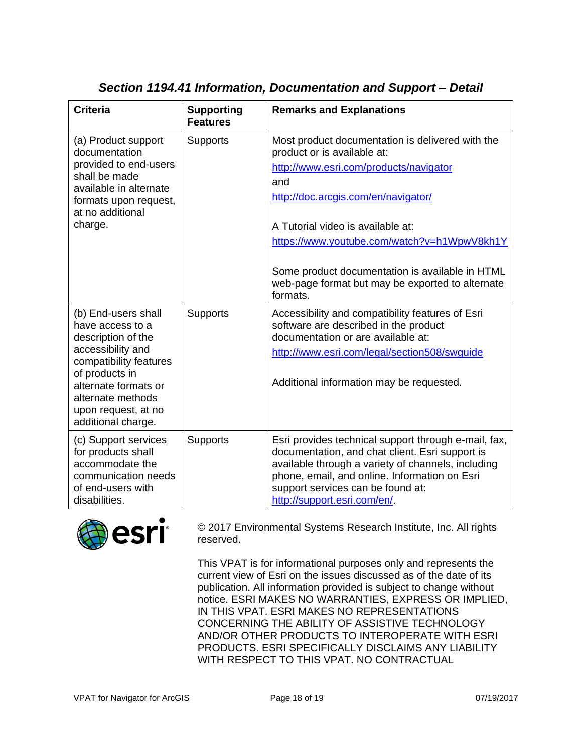### *Section 1194.41 Information, Documentation and Support – Detail*

| Criteria | Supporting Features | Remarks and Explanations |
|---|---|---|
| (a) Product support documentation provided to end-users shall be made available in alternate formats upon request, at no additional charge. | Supports | Most product documentation is delivered with the product or is available at: http://www.esri.com/products/navigator and http://doc.arcgis.com/en/navigator/ <br><br> A Tutorial video is available at: https://www.youtube.com/watch?v=h1WpwV8kh1Y <br><br> Some product documentation is available in HTML web-page format but may be exported to alternate formats. |
| (b) End-users shall have access to a description of the accessibility and compatibility features of products in alternate formats or alternate methods upon request, at no additional charge. | Supports | Accessibility and compatibility features of Esri software are described in the product documentation or are available at: http://www.esri.com/legal/section508/swguide <br><br> Additional information may be requested. |
| (c) Support services for products shall accommodate the communication needs of end-users with disabilities. | Supports | Esri provides technical support through e-mail, fax, documentation, and chat client. Esri support is available through a variety of channels, including phone, email, and online. Information on Esri support services can be found at: http://support.esri.com/en/. |

esri

© 2017 Environmental Systems Research Institute, Inc. All rights reserved.

This VPAT is for informational purposes only and represents the current view of Esri on the issues discussed as of the date of its publication. All information provided is subject to change without notice. ESRI MAKES NO WARRANTIES, EXPRESS OR IMPLIED, IN THIS VPAT. ESRI MAKES NO REPRESENTATIONS CONCERNING THE ABILITY OF ASSISTIVE TECHNOLOGY AND/OR OTHER PRODUCTS TO INTEROPERATE WITH ESRI PRODUCTS. ESRI SPECIFICALLY DISCLAIMS ANY LIABILITY WITH RESPECT TO THIS VPAT. NO CONTRACTUAL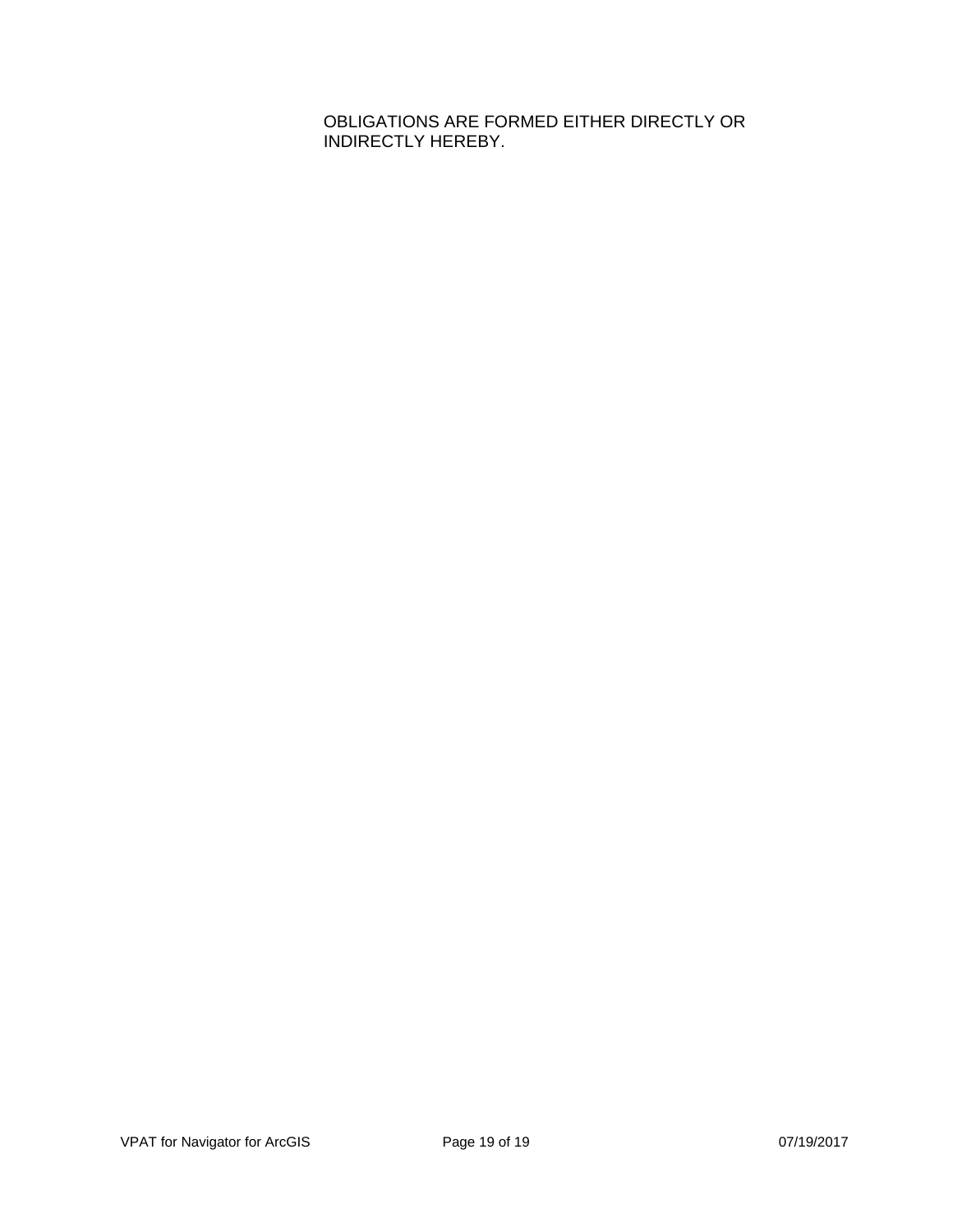OBLIGATIONS ARE FORMED EITHER DIRECTLY OR INDIRECTLY HEREBY.